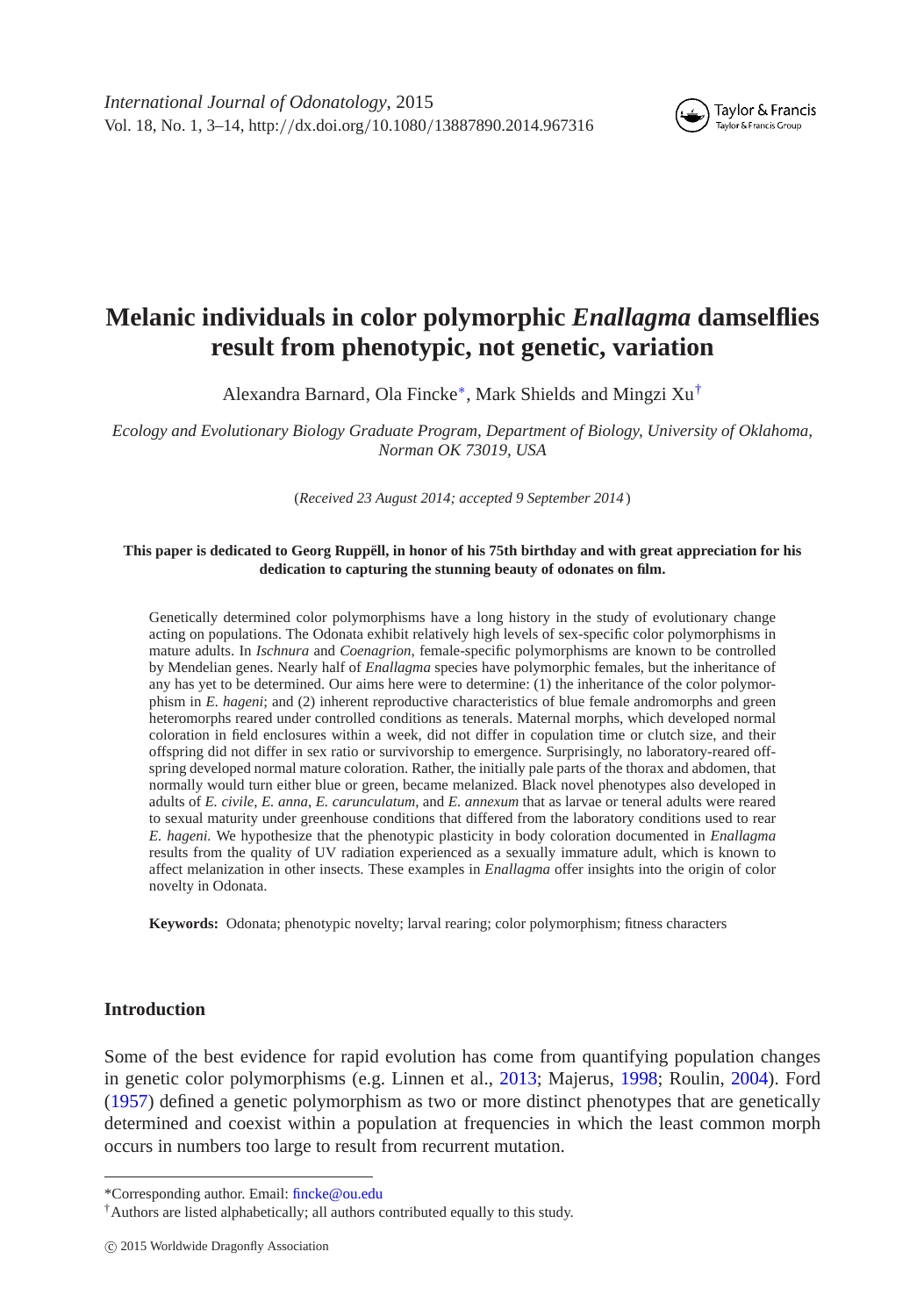# Melanic individuals in color polymorphic *Enallagma* damselflies result from phenotypic, not genetic, variation

Alexandra Barnard, Ola Fincke*, Mark Shields and Mingzi Xu†

*Ecology and Evolutionary Biology Graduate Program, Department of Biology, University of Oklahoma, Norman OK 73019, USA*

(*Received 23 August 2014; accepted 9 September 2014*)

**This paper is dedicated to Georg Ruppël, in honor of his 75th birthday and with great appreciation for his dedication to capturing the stunning beauty of odonates on film.**

Genetically determined color polymorphisms have a long history in the study of evolutionary change acting on populations. The Odonata exhibit relatively high levels of sex-specific color polymorphisms in mature adults. In *Ischnura* and *Coenagrion*, female-specific polymorphisms are known to be controlled by Mendelian genes. Nearly half of *Enallagma* species have polymorphic females, but the inheritance of any has yet to be determined. Our aims here were to determine: (1) the inheritance of the color polymorphism in *E. hageni*; and (2) inherent reproductive characteristics of blue female andromorphs and green heteromorphs reared under controlled conditions as tenerals. Maternal morphs, which developed normal coloration in field enclosures within a week, did not differ in copulation time or clutch size, and their offspring did not differ in sex ratio or survivorship to emergence. Surprisingly, no laboratory-reared offspring developed normal mature coloration. Rather, the initially pale parts of the thorax and abdomen, that normally would turn either blue or green, became melanized. Black novel phenotypes also developed in adults of *E. civile*, *E. anna*, *E. carunculatum*, and *E. annexum* that as larvae or teneral adults were reared to sexual maturity under greenhouse conditions that differed from the laboratory conditions used to rear *E. hageni.* We hypothesize that the phenotypic plasticity in body coloration documented in *Enallagma* results from the quality of UV radiation experienced as a sexually immature adult, which is known to affect melanization in other insects. These examples in *Enallagma* offer insights into the origin of color novelty in Odonata.

**Keywords:** Odonata; phenotypic novelty; larval rearing; color polymorphism; fitness characters

## Introduction

Some of the best evidence for rapid evolution has come from quantifying population changes in genetic color polymorphisms (e.g. Linnen et al., 2013; Majerus, 1998; Roulin, 2004). Ford (1957) defined a genetic polymorphism as two or more distinct phenotypes that are genetically determined and coexist within a population at frequencies in which the least common morph occurs in numbers too large to result from recurrent mutation.

---

*Corresponding author. Email: fincke@ou.edu

†Authors are listed alphabetically; all authors contributed equally to this study.

© 2015 Worldwide Dragonfly Association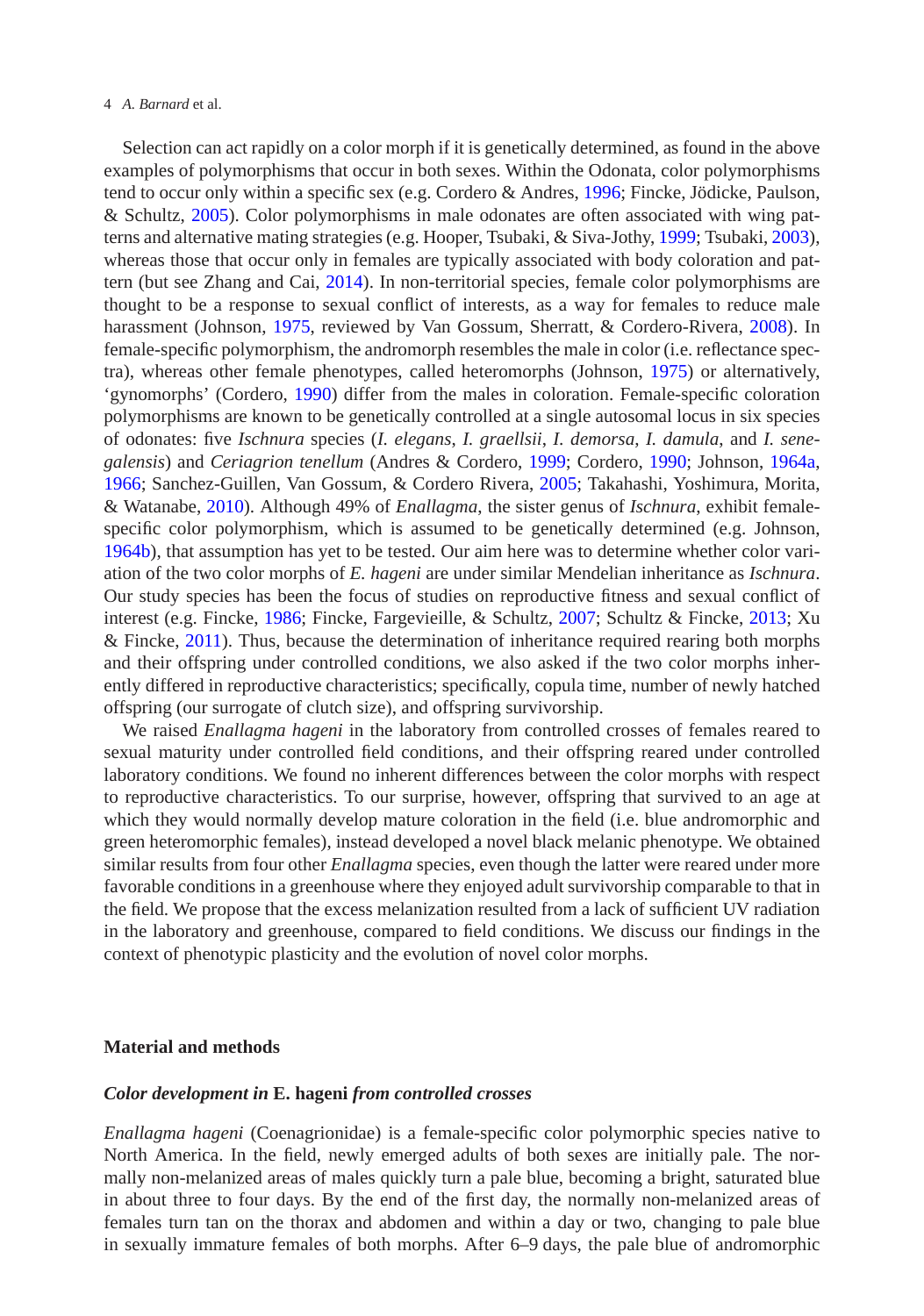Selection can act rapidly on a color morph if it is genetically determined, as found in the above examples of polymorphisms that occur in both sexes. Within the Odonata, color polymorphisms tend to occur only within a specific sex (e.g. Cordero & Andres, 1996; Fincke, Jödicke, Paulson, & Schultz, 2005). Color polymorphisms in male odonates are often associated with wing patterns and alternative mating strategies (e.g. Hooper, Tsubaki, & Siva-Jothy, 1999; Tsubaki, 2003), whereas those that occur only in females are typically associated with body coloration and pattern (but see Zhang and Cai, 2014). In non-territorial species, female color polymorphisms are thought to be a response to sexual conflict of interests, as a way for females to reduce male harassment (Johnson, 1975, reviewed by Van Gossum, Sherratt, & Cordero-Rivera, 2008). In female-specific polymorphism, the andromorph resembles the male in color (i.e. reflectance spectra), whereas other female phenotypes, called heteromorphs (Johnson, 1975) or alternatively, 'gynomorphs' (Cordero, 1990) differ from the males in coloration. Female-specific coloration polymorphisms are known to be genetically controlled at a single autosomal locus in six species of odonates: five *Ischnura* species (*I. elegans*, *I. graellsii*, *I. demorsa*, *I. damula*, and *I. senegalensis*) and *Ceriagrion tenellum* (Andres & Cordero, 1999; Cordero, 1990; Johnson, 1964a, 1966; Sanchez-Guillen, Van Gossum, & Cordero Rivera, 2005; Takahashi, Yoshimura, Morita, & Watanabe, 2010). Although 49% of *Enallagma*, the sister genus of *Ischnura*, exhibit female-specific color polymorphism, which is assumed to be genetically determined (e.g. Johnson, 1964b), that assumption has yet to be tested. Our aim here was to determine whether color variation of the two color morphs of *E. hageni* are under similar Mendelian inheritance as *Ischnura*. Our study species has been the focus of studies on reproductive fitness and sexual conflict of interest (e.g. Fincke, 1986; Fincke, Fargevieille, & Schultz, 2007; Schultz & Fincke, 2013; Xu & Fincke, 2011). Thus, because the determination of inheritance required rearing both morphs and their offspring under controlled conditions, we also asked if the two color morphs inherently differed in reproductive characteristics; specifically, copula time, number of newly hatched offspring (our surrogate of clutch size), and offspring survivorship.

We raised *Enallagma hageni* in the laboratory from controlled crosses of females reared to sexual maturity under controlled field conditions, and their offspring reared under controlled laboratory conditions. We found no inherent differences between the color morphs with respect to reproductive characteristics. To our surprise, however, offspring that survived to an age at which they would normally develop mature coloration in the field (i.e. blue andromorphic and green heteromorphic females), instead developed a novel black melanic phenotype. We obtained similar results from four other *Enallagma* species, even though the latter were reared under more favorable conditions in a greenhouse where they enjoyed adult survivorship comparable to that in the field. We propose that the excess melanization resulted from a lack of sufficient UV radiation in the laboratory and greenhouse, compared to field conditions. We discuss our findings in the context of phenotypic plasticity and the evolution of novel color morphs.

## Material and methods

### *Color development in* E. hageni *from controlled crosses*

*Enallagma hageni* (Coenagrionidae) is a female-specific color polymorphic species native to North America. In the field, newly emerged adults of both sexes are initially pale. The normally non-melanized areas of males quickly turn a pale blue, becoming a bright, saturated blue in about three to four days. By the end of the first day, the normally non-melanized areas of females turn tan on the thorax and abdomen and within a day or two, changing to pale blue in sexually immature females of both morphs. After 6–9 days, the pale blue of andromorphic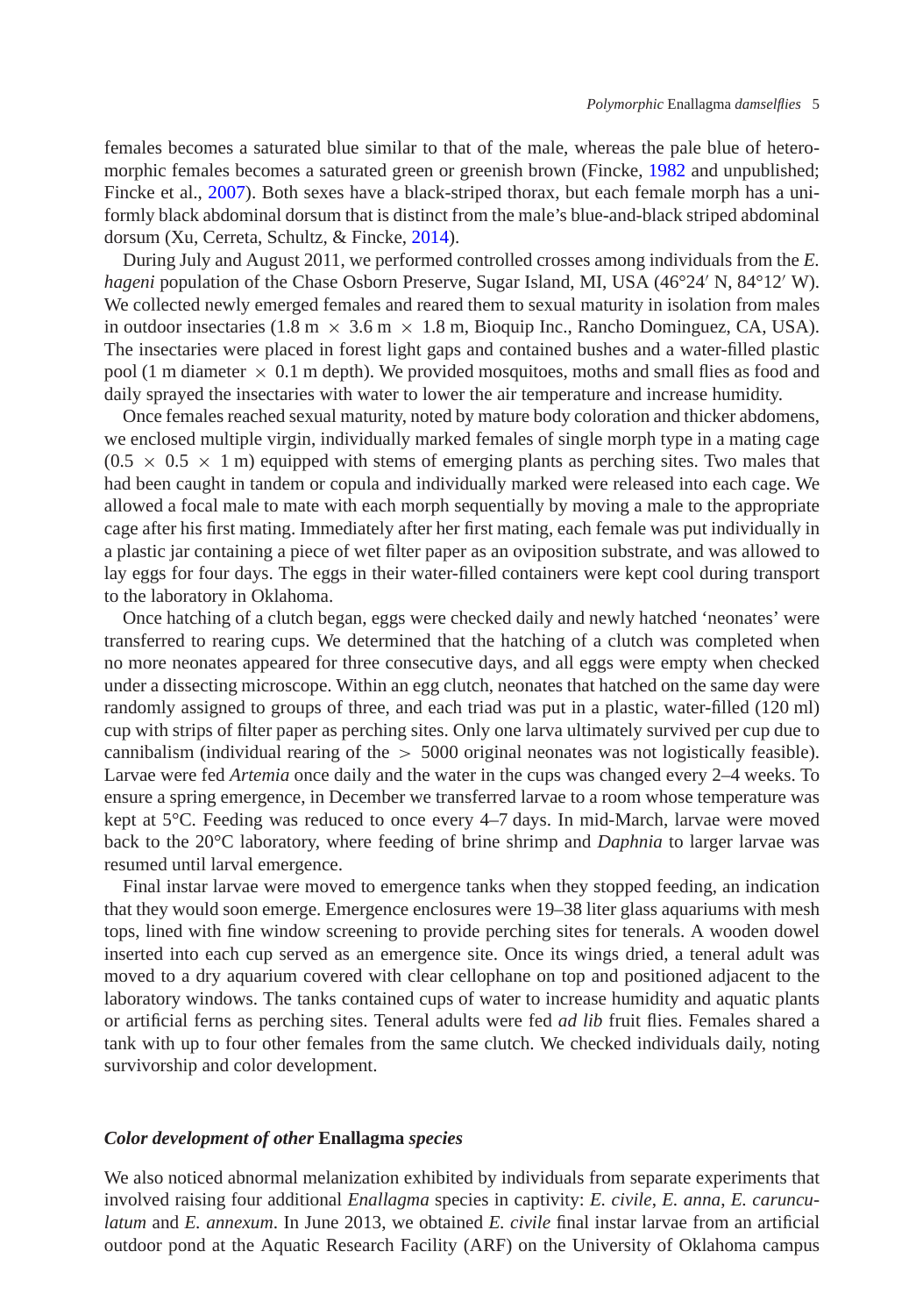females becomes a saturated blue similar to that of the male, whereas the pale blue of heteromorphic females becomes a saturated green or greenish brown (Fincke, 1982 and unpublished; Fincke et al., 2007). Both sexes have a black-striped thorax, but each female morph has a uniformly black abdominal dorsum that is distinct from the male's blue-and-black striped abdominal dorsum (Xu, Cerreta, Schultz, & Fincke, 2014).

During July and August 2011, we performed controlled crosses among individuals from the *E. hageni* population of the Chase Osborn Preserve, Sugar Island, MI, USA (46°24′ N, 84°12′ W). We collected newly emerged females and reared them to sexual maturity in isolation from males in outdoor insectaries (1.8 m × 3.6 m × 1.8 m, Bioquip Inc., Rancho Dominguez, CA, USA). The insectaries were placed in forest light gaps and contained bushes and a water-filled plastic pool (1 m diameter × 0.1 m depth). We provided mosquitoes, moths and small flies as food and daily sprayed the insectaries with water to lower the air temperature and increase humidity.

Once females reached sexual maturity, noted by mature body coloration and thicker abdomens, we enclosed multiple virgin, individually marked females of single morph type in a mating cage (0.5 × 0.5 × 1 m) equipped with stems of emerging plants as perching sites. Two males that had been caught in tandem or copula and individually marked were released into each cage. We allowed a focal male to mate with each morph sequentially by moving a male to the appropriate cage after his first mating. Immediately after her first mating, each female was put individually in a plastic jar containing a piece of wet filter paper as an oviposition substrate, and was allowed to lay eggs for four days. The eggs in their water-filled containers were kept cool during transport to the laboratory in Oklahoma.

Once hatching of a clutch began, eggs were checked daily and newly hatched 'neonates' were transferred to rearing cups. We determined that the hatching of a clutch was completed when no more neonates appeared for three consecutive days, and all eggs were empty when checked under a dissecting microscope. Within an egg clutch, neonates that hatched on the same day were randomly assigned to groups of three, and each triad was put in a plastic, water-filled (120 ml) cup with strips of filter paper as perching sites. Only one larva ultimately survived per cup due to cannibalism (individual rearing of the > 5000 original neonates was not logistically feasible). Larvae were fed *Artemia* once daily and the water in the cups was changed every 2–4 weeks. To ensure a spring emergence, in December we transferred larvae to a room whose temperature was kept at 5°C. Feeding was reduced to once every 4–7 days. In mid-March, larvae were moved back to the 20°C laboratory, where feeding of brine shrimp and *Daphnia* to larger larvae was resumed until larval emergence.

Final instar larvae were moved to emergence tanks when they stopped feeding, an indication that they would soon emerge. Emergence enclosures were 19–38 liter glass aquariums with mesh tops, lined with fine window screening to provide perching sites for tenerals. A wooden dowel inserted into each cup served as an emergence site. Once its wings dried, a teneral adult was moved to a dry aquarium covered with clear cellophane on top and positioned adjacent to the laboratory windows. The tanks contained cups of water to increase humidity and aquatic plants or artificial ferns as perching sites. Teneral adults were fed *ad lib* fruit flies. Females shared a tank with up to four other females from the same clutch. We checked individuals daily, noting survivorship and color development.

### *Color development of other* Enallagma *species*

We also noticed abnormal melanization exhibited by individuals from separate experiments that involved raising four additional *Enallagma* species in captivity: *E. civile*, *E. anna*, *E. carunculatum* and *E. annexum*. In June 2013, we obtained *E. civile* final instar larvae from an artificial outdoor pond at the Aquatic Research Facility (ARF) on the University of Oklahoma campus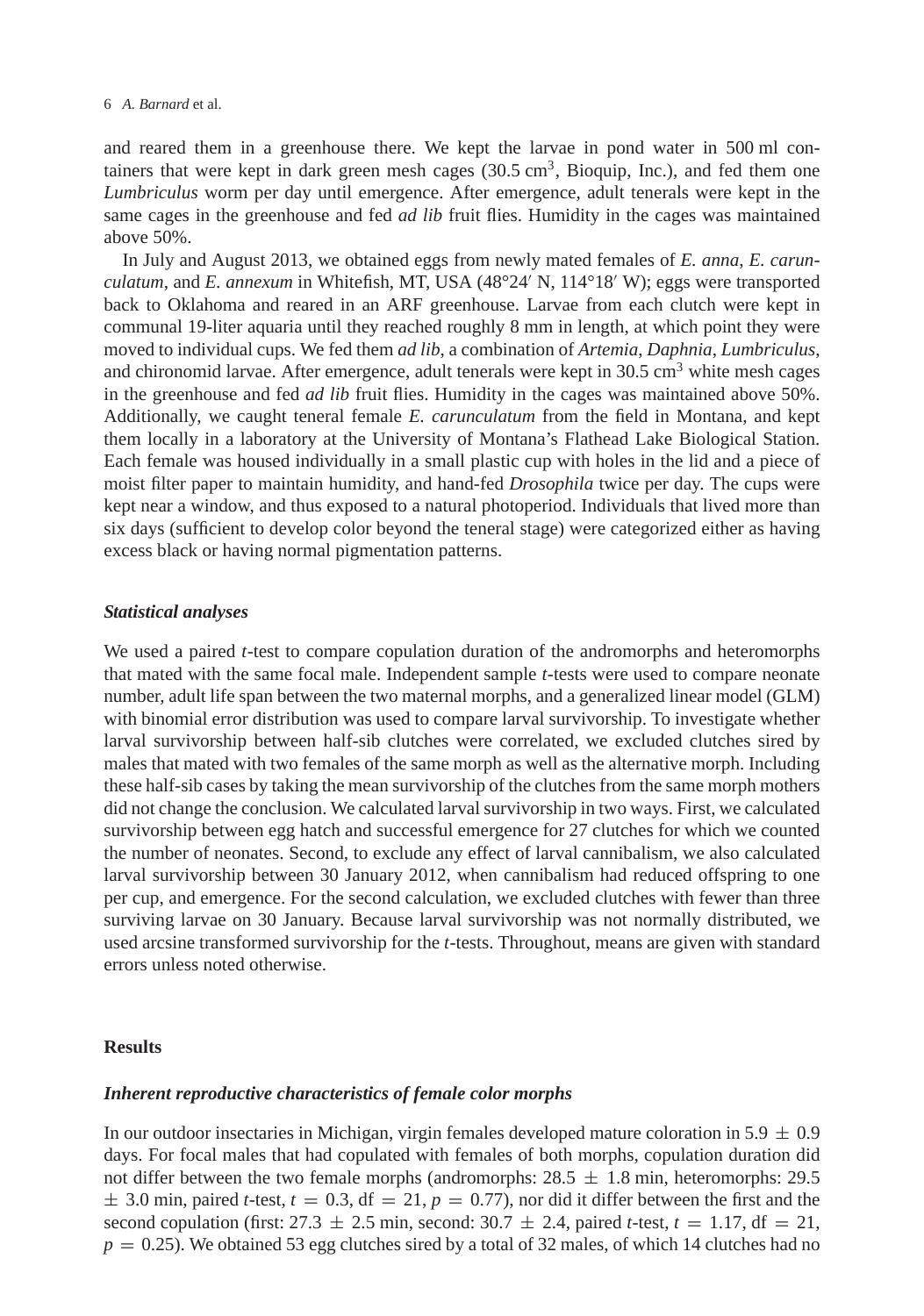and reared them in a greenhouse there. We kept the larvae in pond water in 500 ml containers that were kept in dark green mesh cages (30.5 $cm^3$, Bioquip, Inc.), and fed them one *Lumbriculus* worm per day until emergence. After emergence, adult tenerals were kept in the same cages in the greenhouse and fed *ad lib* fruit flies. Humidity in the cages was maintained above 50%.

In July and August 2013, we obtained eggs from newly mated females of *E. anna*, *E. carunculatum*, and *E. annexum* in Whitefish, MT, USA (48°24′ N, 114°18′ W); eggs were transported back to Oklahoma and reared in an ARF greenhouse. Larvae from each clutch were kept in communal 19-liter aquaria until they reached roughly 8 mm in length, at which point they were moved to individual cups. We fed them *ad lib*, a combination of *Artemia*, *Daphnia*, *Lumbriculus*, and chironomid larvae. After emergence, adult tenerals were kept in 30.5 $cm^3$ white mesh cages in the greenhouse and fed *ad lib* fruit flies. Humidity in the cages was maintained above 50%. Additionally, we caught teneral female *E. carunculatum* from the field in Montana, and kept them locally in a laboratory at the University of Montana's Flathead Lake Biological Station. Each female was housed individually in a small plastic cup with holes in the lid and a piece of moist filter paper to maintain humidity, and hand-fed *Drosophila* twice per day. The cups were kept near a window, and thus exposed to a natural photoperiod. Individuals that lived more than six days (sufficient to develop color beyond the teneral stage) were categorized either as having excess black or having normal pigmentation patterns.

### *Statistical analyses*

We used a paired *t*-test to compare copulation duration of the andromorphs and heteromorphs that mated with the same focal male. Independent sample *t*-tests were used to compare neonate number, adult life span between the two maternal morphs, and a generalized linear model (GLM) with binomial error distribution was used to compare larval survivorship. To investigate whether larval survivorship between half-sib clutches were correlated, we excluded clutches sired by males that mated with two females of the same morph as well as the alternative morph. Including these half-sib cases by taking the mean survivorship of the clutches from the same morph mothers did not change the conclusion. We calculated larval survivorship in two ways. First, we calculated survivorship between egg hatch and successful emergence for 27 clutches for which we counted the number of neonates. Second, to exclude any effect of larval cannibalism, we also calculated larval survivorship between 30 January 2012, when cannibalism had reduced offspring to one per cup, and emergence. For the second calculation, we excluded clutches with fewer than three surviving larvae on 30 January. Because larval survivorship was not normally distributed, we used arcsine transformed survivorship for the *t*-tests. Throughout, means are given with standard errors unless noted otherwise.

## Results

### *Inherent reproductive characteristics of female color morphs*

In our outdoor insectaries in Michigan, virgin females developed mature coloration in 5.9 $\pm$ 0.9 days. For focal males that had copulated with females of both morphs, copulation duration did not differ between the two female morphs (andromorphs: 28.5 $\pm$ 1.8 min, heteromorphs: 29.5 $\pm$ 3.0 min, paired *t*-test, $t = 0.3$, df $= 21$, $p = 0.77$), nor did it differ between the first and the second copulation (first: 27.3 $\pm$ 2.5 min, second: 30.7 $\pm$ 2.4, paired *t*-test, $t = 1.17$, df $= 21$, $p = 0.25$). We obtained 53 egg clutches sired by a total of 32 males, of which 14 clutches had no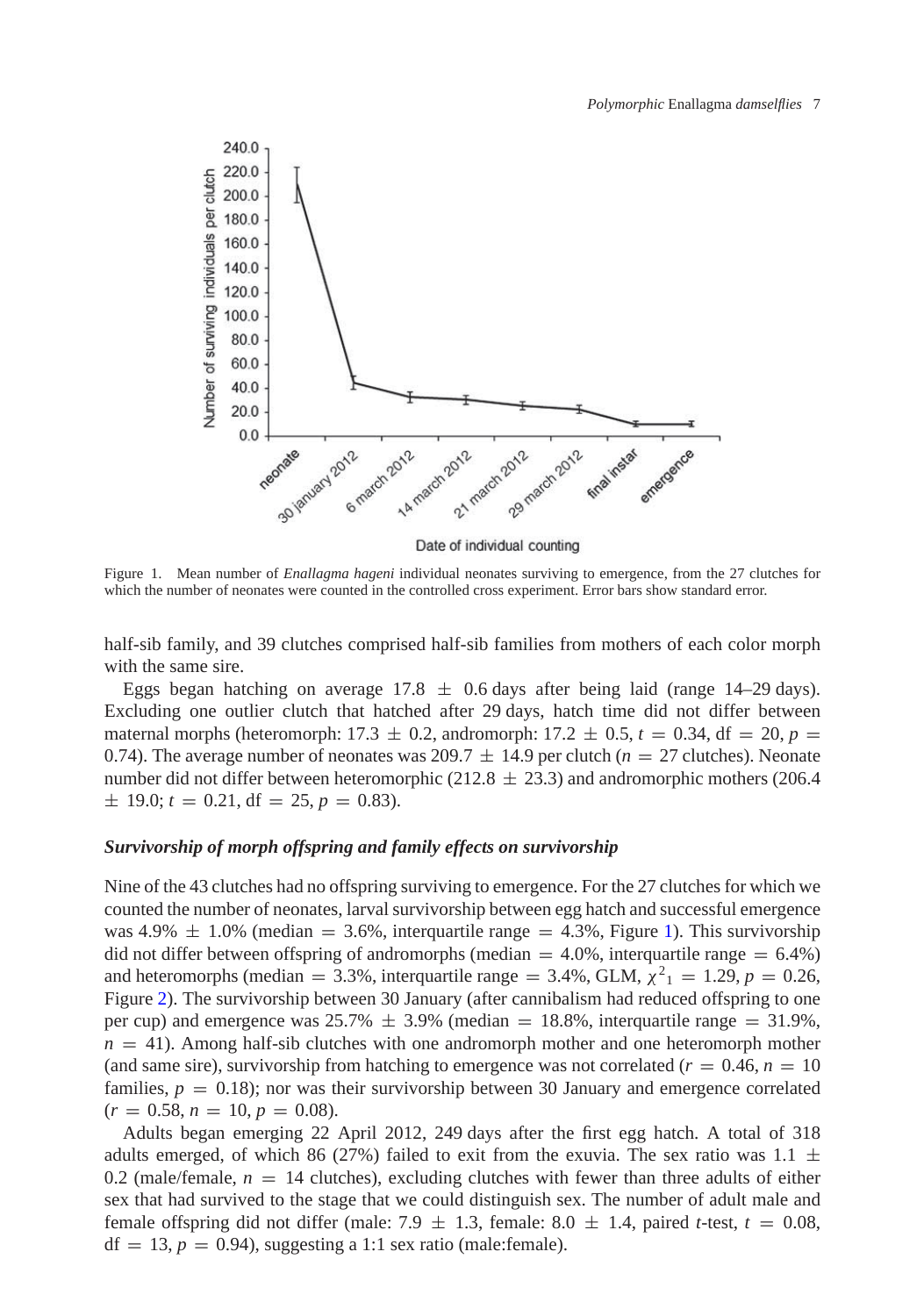Figure 1. Mean number of *Enallagma hageni* individual neonates surviving to emergence, from the 27 clutches for which the number of neonates were counted in the controlled cross experiment. Error bars show standard error.

half-sib family, and 39 clutches comprised half-sib families from mothers of each color morph with the same sire.

Eggs began hatching on average 17.8 ± 0.6 days after being laid (range 14–29 days). Excluding one outlier clutch that hatched after 29 days, hatch time did not differ between maternal morphs (heteromorph: 17.3 ± 0.2, andromorph: 17.2 ± 0.5, $t = 0.34$, df = 20, $p = 0.74$). The average number of neonates was 209.7 ± 14.9 per clutch ($n = 27$ clutches). Neonate number did not differ between heteromorphic (212.8 ± 23.3) and andromorphic mothers (206.4 ± 19.0; $t = 0.21$, df = 25, $p = 0.83$).

### *Survivorship of morph offspring and family effects on survivorship*

Nine of the 43 clutches had no offspring surviving to emergence. For the 27 clutches for which we counted the number of neonates, larval survivorship between egg hatch and successful emergence was 4.9% ± 1.0% (median = 3.6%, interquartile range = 4.3%, Figure 1). This survivorship did not differ between offspring of andromorphs (median = 4.0%, interquartile range = 6.4%) and heteromorphs (median = 3.3%, interquartile range = 3.4%, GLM, $\chi^2_1 = 1.29$, $p = 0.26$, Figure 2). The survivorship between 30 January (after cannibalism had reduced offspring to one per cup) and emergence was 25.7% ± 3.9% (median = 18.8%, interquartile range = 31.9%, $n = 41$). Among half-sib clutches with one andromorph mother and one heteromorph mother (and same sire), survivorship from hatching to emergence was not correlated ($r = 0.46$, $n = 10$ families, $p = 0.18$); nor was their survivorship between 30 January and emergence correlated ($r = 0.58$, $n = 10$, $p = 0.08$).

Adults began emerging 22 April 2012, 249 days after the first egg hatch. A total of 318 adults emerged, of which 86 (27%) failed to exit from the exuvia. The sex ratio was 1.1 ± 0.2 (male/female, $n = 14$ clutches), excluding clutches with fewer than three adults of either sex that had survived to the stage that we could distinguish sex. The number of adult male and female offspring did not differ (male: 7.9 ± 1.3, female: 8.0 ± 1.4, paired *t*-test, $t = 0.08$, df = 13, $p = 0.94$), suggesting a 1:1 sex ratio (male:female).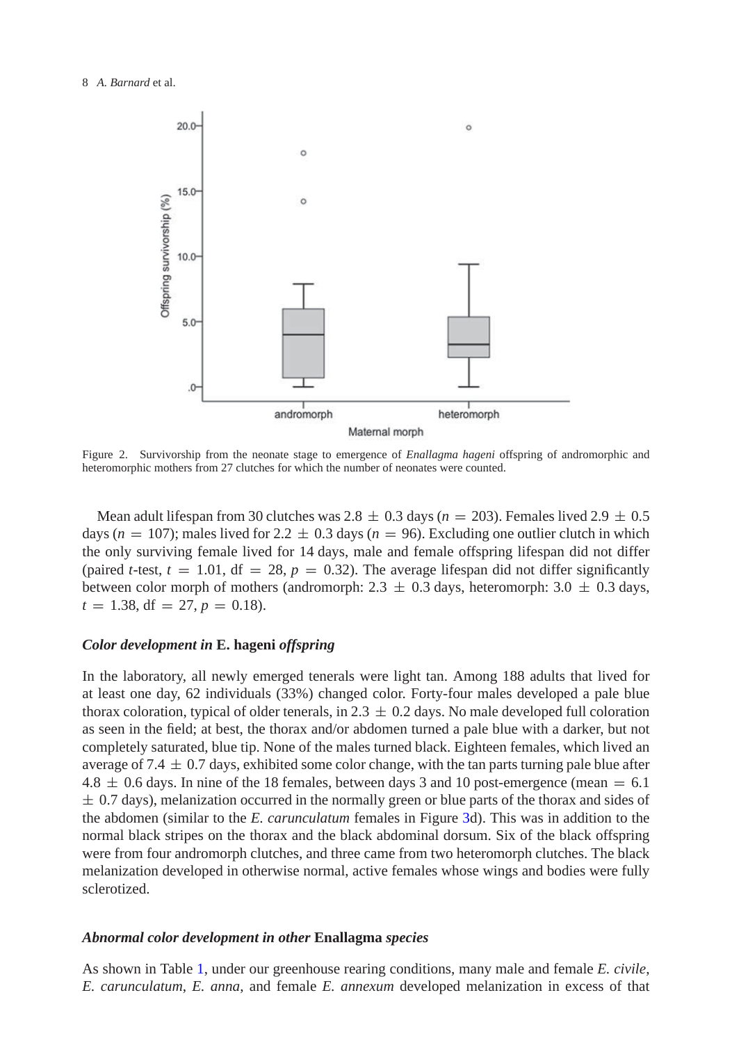Figure 2. Survivorship from the neonate stage to emergence of *Enallagma hageni* offspring of andromorphic and heteromorphic mothers from 27 clutches for which the number of neonates were counted.

Mean adult lifespan from 30 clutches was 2.8 ± 0.3 days ($n = 203$). Females lived 2.9 ± 0.5 days ($n = 107$); males lived for 2.2 ± 0.3 days ($n = 96$). Excluding one outlier clutch in which the only surviving female lived for 14 days, male and female offspring lifespan did not differ (paired *t*-test, $t = 1.01$, df = 28, $p = 0.32$). The average lifespan did not differ significantly between color morph of mothers (andromorph: 2.3 ± 0.3 days, heteromorph: 3.0 ± 0.3 days, $t = 1.38$, df = 27, $p = 0.18$).

### *Color development in* E. hageni *offspring*

In the laboratory, all newly emerged tenerals were light tan. Among 188 adults that lived for at least one day, 62 individuals (33%) changed color. Forty-four males developed a pale blue thorax coloration, typical of older tenerals, in 2.3 ± 0.2 days. No male developed full coloration as seen in the field; at best, the thorax and/or abdomen turned a pale blue with a darker, but not completely saturated, blue tip. None of the males turned black. Eighteen females, which lived an average of 7.4 ± 0.7 days, exhibited some color change, with the tan parts turning pale blue after 4.8 ± 0.6 days. In nine of the 18 females, between days 3 and 10 post-emergence (mean = 6.1 ± 0.7 days), melanization occurred in the normally green or blue parts of the thorax and sides of the abdomen (similar to the *E. carunculatum* females in Figure 3d). This was in addition to the normal black stripes on the thorax and the black abdominal dorsum. Six of the black offspring were from four andromorph clutches, and three came from two heteromorph clutches. The black melanization developed in otherwise normal, active females whose wings and bodies were fully sclerotized.

### *Abnormal color development in other* Enallagma *species*

As shown in Table 1, under our greenhouse rearing conditions, many male and female *E. civile*, *E. carunculatum*, *E. anna*, and female *E. annexum* developed melanization in excess of that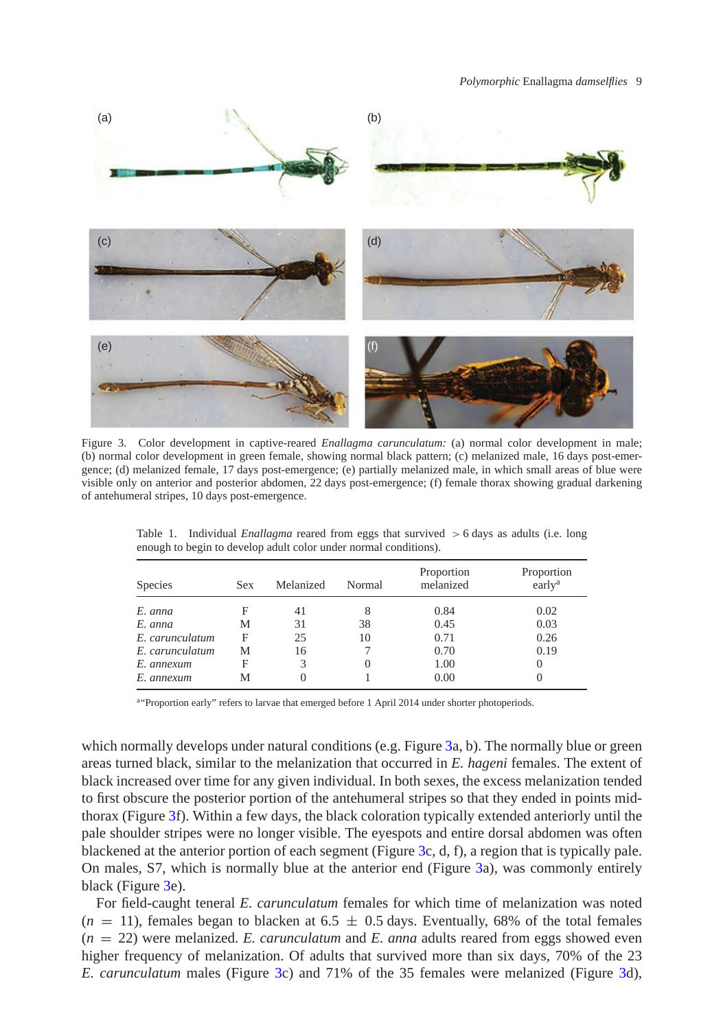Figure 3. Color development in captive-reared *Enallagma carunculatum:* (a) normal color development in male; (b) normal color development in green female, showing normal black pattern; (c) melanized male, 16 days post-emergence; (d) melanized female, 17 days post-emergence; (e) partially melanized male, in which small areas of blue were visible only on anterior and posterior abdomen, 22 days post-emergence; (f) female thorax showing gradual darkening of antehumeral stripes, 10 days post-emergence.

Table 1. Individual *Enallagma* reared from eggs that survived $> 6$ days as adults (i.e. long enough to begin to develop adult color under normal conditions).

| Species | Sex | Melanized | Normal | Proportion melanized | Proportion early[a] |
|---|---|---|---|---|---|
| *E. anna* | F | 41 | 8 | 0.84 | 0.02 |
| *E. anna* | M | 31 | 38 | 0.45 | 0.03 |
| *E. carunculatum* | F | 25 | 10 | 0.71 | 0.26 |
| *E. carunculatum* | M | 16 | 7 | 0.70 | 0.19 |
| *E. annexum* | F | 3 | 0 | 1.00 | 0 |
| *E. annexum* | M | 0 | 1 | 0.00 | 0 |

[a]"Proportion early" refers to larvae that emerged before 1 April 2014 under shorter photoperiods.

which normally develops under natural conditions (e.g. Figure 3a, b). The normally blue or green areas turned black, similar to the melanization that occurred in *E. hageni* females. The extent of black increased over time for any given individual. In both sexes, the excess melanization tended to first obscure the posterior portion of the antehumeral stripes so that they ended in points mid-thorax (Figure 3f). Within a few days, the black coloration typically extended anteriorly until the pale shoulder stripes were no longer visible. The eyespots and entire dorsal abdomen was often blackened at the anterior portion of each segment (Figure 3c, d, f), a region that is typically pale. On males, S7, which is normally blue at the anterior end (Figure 3a), was commonly entirely black (Figure 3e).

For field-caught teneral *E. carunculatum* females for which time of melanization was noted ($n = 11$), females began to blacken at $6.5 \pm 0.5$ days. Eventually, 68% of the total females ($n = 22$) were melanized. *E. carunculatum* and *E. anna* adults reared from eggs showed even higher frequency of melanization. Of adults that survived more than six days, 70% of the 23 *E. carunculatum* males (Figure 3c) and 71% of the 35 females were melanized (Figure 3d),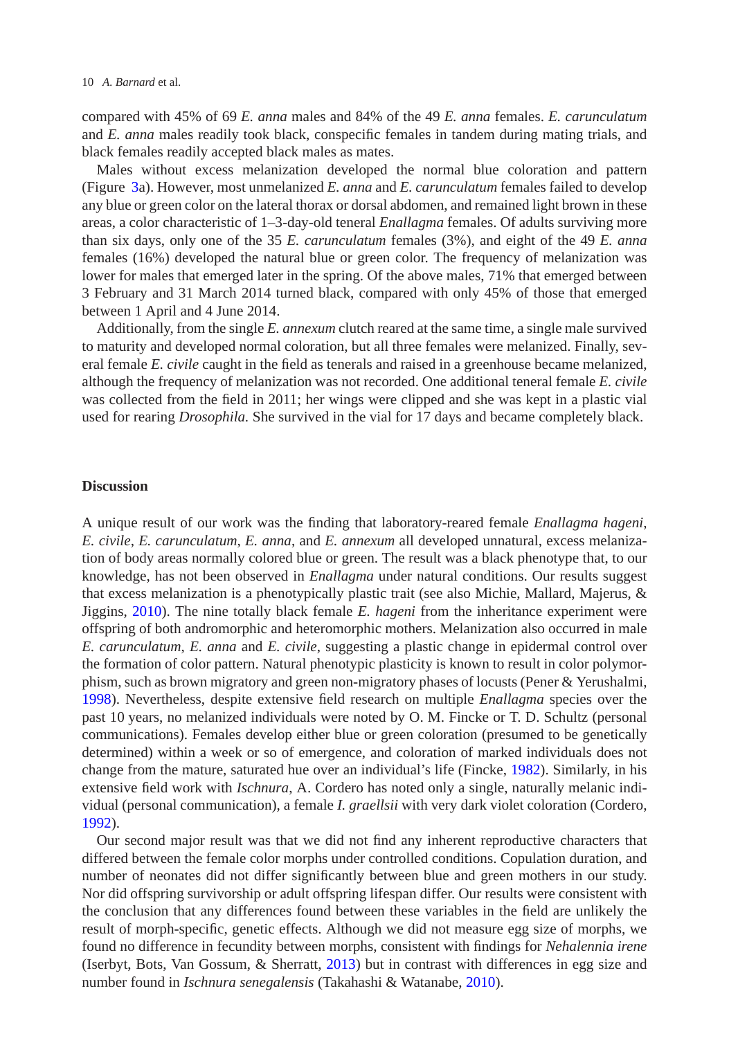compared with 45% of 69 *E. anna* males and 84% of the 49 *E. anna* females. *E. carunculatum* and *E. anna* males readily took black, conspecific females in tandem during mating trials, and black females readily accepted black males as mates.

Males without excess melanization developed the normal blue coloration and pattern (Figure 3a). However, most unmelanized *E. anna* and *E. carunculatum* females failed to develop any blue or green color on the lateral thorax or dorsal abdomen, and remained light brown in these areas, a color characteristic of 1–3-day-old teneral *Enallagma* females. Of adults surviving more than six days, only one of the 35 *E. carunculatum* females (3%), and eight of the 49 *E. anna* females (16%) developed the natural blue or green color. The frequency of melanization was lower for males that emerged later in the spring. Of the above males, 71% that emerged between 3 February and 31 March 2014 turned black, compared with only 45% of those that emerged between 1 April and 4 June 2014.

Additionally, from the single *E. annexum* clutch reared at the same time, a single male survived to maturity and developed normal coloration, but all three females were melanized. Finally, several female *E. civile* caught in the field as tenerals and raised in a greenhouse became melanized, although the frequency of melanization was not recorded. One additional teneral female *E. civile* was collected from the field in 2011; her wings were clipped and she was kept in a plastic vial used for rearing *Drosophila.* She survived in the vial for 17 days and became completely black.

## Discussion

A unique result of our work was the finding that laboratory-reared female *Enallagma hageni*, *E. civile*, *E. carunculatum*, *E. anna*, and *E. annexum* all developed unnatural, excess melanization of body areas normally colored blue or green. The result was a black phenotype that, to our knowledge, has not been observed in *Enallagma* under natural conditions. Our results suggest that excess melanization is a phenotypically plastic trait (see also Michie, Mallard, Majerus, & Jiggins, 2010). The nine totally black female *E. hageni* from the inheritance experiment were offspring of both andromorphic and heteromorphic mothers. Melanization also occurred in male *E. carunculatum*, *E. anna* and *E. civile*, suggesting a plastic change in epidermal control over the formation of color pattern. Natural phenotypic plasticity is known to result in color polymorphism, such as brown migratory and green non-migratory phases of locusts (Pener & Yerushalmi, 1998). Nevertheless, despite extensive field research on multiple *Enallagma* species over the past 10 years, no melanized individuals were noted by O. M. Fincke or T. D. Schultz (personal communications). Females develop either blue or green coloration (presumed to be genetically determined) within a week or so of emergence, and coloration of marked individuals does not change from the mature, saturated hue over an individual's life (Fincke, 1982). Similarly, in his extensive field work with *Ischnura*, A. Cordero has noted only a single, naturally melanic individual (personal communication), a female *I. graellsii* with very dark violet coloration (Cordero, 1992).

Our second major result was that we did not find any inherent reproductive characters that differed between the female color morphs under controlled conditions. Copulation duration, and number of neonates did not differ significantly between blue and green mothers in our study. Nor did offspring survivorship or adult offspring lifespan differ. Our results were consistent with the conclusion that any differences found between these variables in the field are unlikely the result of morph-specific, genetic effects. Although we did not measure egg size of morphs, we found no difference in fecundity between morphs, consistent with findings for *Nehalennia irene* (Iserbyt, Bots, Van Gossum, & Sherratt, 2013) but in contrast with differences in egg size and number found in *Ischnura senegalensis* (Takahashi & Watanabe, 2010).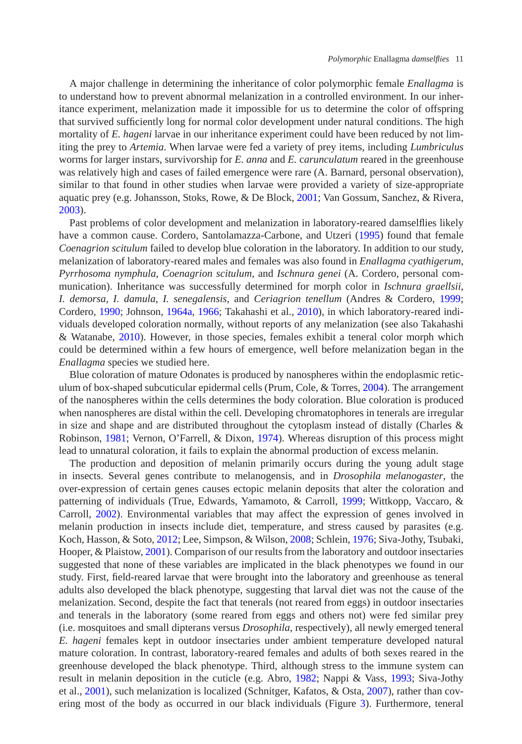A major challenge in determining the inheritance of color polymorphic female *Enallagma* is to understand how to prevent abnormal melanization in a controlled environment. In our inheritance experiment, melanization made it impossible for us to determine the color of offspring that survived sufficiently long for normal color development under natural conditions. The high mortality of *E. hageni* larvae in our inheritance experiment could have been reduced by not limiting the prey to *Artemia*. When larvae were fed a variety of prey items, including *Lumbriculus* worms for larger instars, survivorship for *E. anna* and *E. carunculatum* reared in the greenhouse was relatively high and cases of failed emergence were rare (A. Barnard, personal observation), similar to that found in other studies when larvae were provided a variety of size-appropriate aquatic prey (e.g. Johansson, Stoks, Rowe, & De Block, 2001; Van Gossum, Sanchez, & Rivera, 2003).

Past problems of color development and melanization in laboratory-reared damselflies likely have a common cause. Cordero, Santolamazza-Carbone, and Utzeri (1995) found that female *Coenagrion scitulum* failed to develop blue coloration in the laboratory. In addition to our study, melanization of laboratory-reared males and females was also found in *Enallagma cyathigerum*, *Pyrrhosoma nymphula*, *Coenagrion scitulum*, and *Ischnura genei* (A. Cordero, personal communication). Inheritance was successfully determined for morph color in *Ischnura graellsii*, *I. demorsa*, *I. damula*, *I. senegalensis*, and *Ceriagrion tenellum* (Andres & Cordero, 1999; Cordero, 1990; Johnson, 1964a, 1966; Takahashi et al., 2010), in which laboratory-reared individuals developed coloration normally, without reports of any melanization (see also Takahashi & Watanabe, 2010). However, in those species, females exhibit a teneral color morph which could be determined within a few hours of emergence, well before melanization began in the *Enallagma* species we studied here.

Blue coloration of mature Odonates is produced by nanospheres within the endoplasmic reticulum of box-shaped subcuticular epidermal cells (Prum, Cole, & Torres, 2004). The arrangement of the nanospheres within the cells determines the body coloration. Blue coloration is produced when nanospheres are distal within the cell. Developing chromatophores in tenerals are irregular in size and shape and are distributed throughout the cytoplasm instead of distally (Charles & Robinson, 1981; Vernon, O'Farrell, & Dixon, 1974). Whereas disruption of this process might lead to unnatural coloration, it fails to explain the abnormal production of excess melanin.

The production and deposition of melanin primarily occurs during the young adult stage in insects. Several genes contribute to melanogensis, and in *Drosophila melanogaster*, the over-expression of certain genes causes ectopic melanin deposits that alter the coloration and patterning of individuals (True, Edwards, Yamamoto, & Carroll, 1999; Wittkopp, Vaccaro, & Carroll, 2002). Environmental variables that may affect the expression of genes involved in melanin production in insects include diet, temperature, and stress caused by parasites (e.g. Koch, Hasson, & Soto, 2012; Lee, Simpson, & Wilson, 2008; Schlein, 1976; Siva-Jothy, Tsubaki, Hooper, & Plaistow, 2001). Comparison of our results from the laboratory and outdoor insectaries suggested that none of these variables are implicated in the black phenotypes we found in our study. First, field-reared larvae that were brought into the laboratory and greenhouse as teneral adults also developed the black phenotype, suggesting that larval diet was not the cause of the melanization. Second, despite the fact that tenerals (not reared from eggs) in outdoor insectaries and tenerals in the laboratory (some reared from eggs and others not) were fed similar prey (i.e. mosquitoes and small dipterans versus *Drosophila*, respectively), all newly emerged teneral *E. hageni* females kept in outdoor insectaries under ambient temperature developed natural mature coloration. In contrast, laboratory-reared females and adults of both sexes reared in the greenhouse developed the black phenotype. Third, although stress to the immune system can result in melanin deposition in the cuticle (e.g. Abro, 1982; Nappi & Vass, 1993; Siva-Jothy et al., 2001), such melanization is localized (Schnitger, Kafatos, & Osta, 2007), rather than covering most of the body as occurred in our black individuals (Figure 3). Furthermore, teneral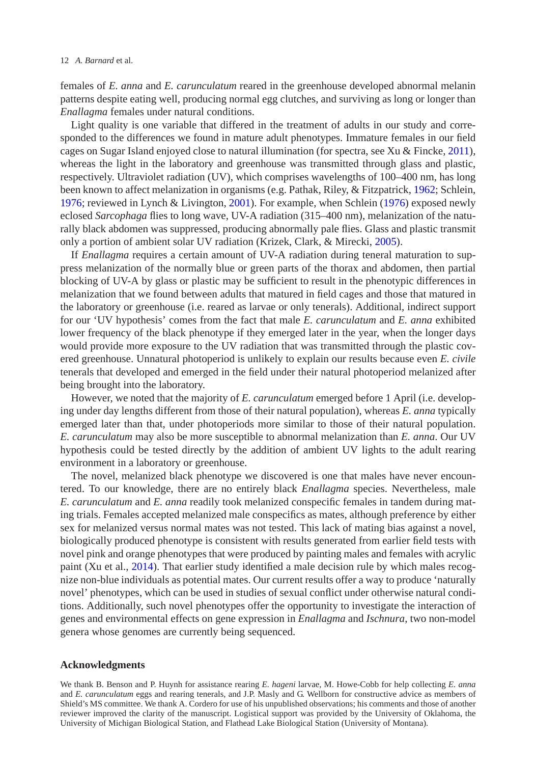females of *E. anna* and *E. carunculatum* reared in the greenhouse developed abnormal melanin patterns despite eating well, producing normal egg clutches, and surviving as long or longer than *Enallagma* females under natural conditions.

Light quality is one variable that differed in the treatment of adults in our study and corresponded to the differences we found in mature adult phenotypes. Immature females in our field cages on Sugar Island enjoyed close to natural illumination (for spectra, see Xu & Fincke, 2011), whereas the light in the laboratory and greenhouse was transmitted through glass and plastic, respectively. Ultraviolet radiation (UV), which comprises wavelengths of 100–400 nm, has long been known to affect melanization in organisms (e.g. Pathak, Riley, & Fitzpatrick, 1962; Schlein, 1976; reviewed in Lynch & Livington, 2001). For example, when Schlein (1976) exposed newly eclosed *Sarcophaga* flies to long wave, UV-A radiation (315–400 nm), melanization of the naturally black abdomen was suppressed, producing abnormally pale flies. Glass and plastic transmit only a portion of ambient solar UV radiation (Krizek, Clark, & Mirecki, 2005).

If *Enallagma* requires a certain amount of UV-A radiation during teneral maturation to suppress melanization of the normally blue or green parts of the thorax and abdomen, then partial blocking of UV-A by glass or plastic may be sufficient to result in the phenotypic differences in melanization that we found between adults that matured in field cages and those that matured in the laboratory or greenhouse (i.e. reared as larvae or only tenerals). Additional, indirect support for our 'UV hypothesis' comes from the fact that male *E. carunculatum* and *E. anna* exhibited lower frequency of the black phenotype if they emerged later in the year, when the longer days would provide more exposure to the UV radiation that was transmitted through the plastic covered greenhouse. Unnatural photoperiod is unlikely to explain our results because even *E. civile* tenerals that developed and emerged in the field under their natural photoperiod melanized after being brought into the laboratory.

However, we noted that the majority of *E. carunculatum* emerged before 1 April (i.e. developing under day lengths different from those of their natural population), whereas *E. anna* typically emerged later than that, under photoperiods more similar to those of their natural population. *E. carunculatum* may also be more susceptible to abnormal melanization than *E. anna*. Our UV hypothesis could be tested directly by the addition of ambient UV lights to the adult rearing environment in a laboratory or greenhouse.

The novel, melanized black phenotype we discovered is one that males have never encountered. To our knowledge, there are no entirely black *Enallagma* species. Nevertheless, male *E. carunculatum* and *E. anna* readily took melanized conspecific females in tandem during mating trials. Females accepted melanized male conspecifics as mates, although preference by either sex for melanized versus normal mates was not tested. This lack of mating bias against a novel, biologically produced phenotype is consistent with results generated from earlier field tests with novel pink and orange phenotypes that were produced by painting males and females with acrylic paint (Xu et al., 2014). That earlier study identified a male decision rule by which males recognize non-blue individuals as potential mates. Our current results offer a way to produce 'naturally novel' phenotypes, which can be used in studies of sexual conflict under otherwise natural conditions. Additionally, such novel phenotypes offer the opportunity to investigate the interaction of genes and environmental effects on gene expression in *Enallagma* and *Ischnura*, two non-model genera whose genomes are currently being sequenced.

## Acknowledgments

We thank B. Benson and P. Huynh for assistance rearing *E. hageni* larvae, M. Howe-Cobb for help collecting *E. anna* and *E. carunculatum* eggs and rearing tenerals, and J.P. Masly and G. Wellborn for constructive advice as members of Shield's MS committee. We thank A. Cordero for use of his unpublished observations; his comments and those of another reviewer improved the clarity of the manuscript. Logistical support was provided by the University of Oklahoma, the University of Michigan Biological Station, and Flathead Lake Biological Station (University of Montana).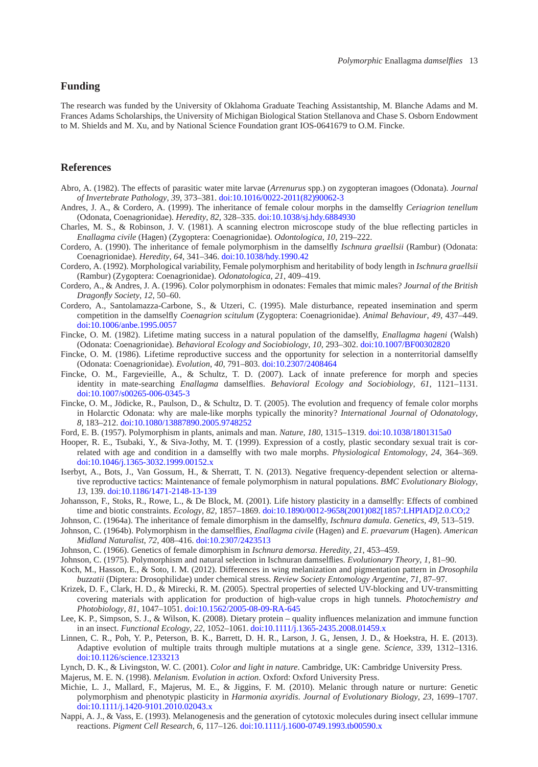## Funding

The research was funded by the University of Oklahoma Graduate Teaching Assistantship, M. Blanche Adams and M. Frances Adams Scholarships, the University of Michigan Biological Station Stellanova and Chase S. Osborn Endowment to M. Shields and M. Xu, and by National Science Foundation grant IOS-0641679 to O.M. Fincke.

## References

Abro, A. (1982). The effects of parasitic water mite larvae (*Arrenurus* spp.) on zygopteran imagoes (Odonata). *Journal of Invertebrate Pathology*, *39*, 373–381. doi:10.1016/0022-2011(82)90062-3

Andres, J. A., & Cordero, A. (1999). The inheritance of female colour morphs in the damselfly *Ceriagrion tenellum* (Odonata, Coenagrionidae). *Heredity*, *82*, 328–335. doi:10.1038/sj.hdy.6884930

Charles, M. S., & Robinson, J. V. (1981). A scanning electron microscope study of the blue reflecting particles in *Enallagma civile* (Hagen) (Zygoptera: Coenagrionidae). *Odontologica*, *10*, 219–222.

Cordero, A. (1990). The inheritance of female polymorphism in the damselfly *Ischnura graellsii* (Rambur) (Odonata: Coenagrionidae). *Heredity*, *64*, 341–346. doi:10.1038/hdy.1990.42

Cordero, A. (1992). Morphological variability, Female polymorphism and heritability of body length in *Ischnura graellsii* (Rambur) (Zygoptera: Coenagrionidae). *Odonatologica*, *21*, 409–419.

Cordero, A., & Andres, J. A. (1996). Color polymorphism in odonates: Females that mimic males? *Journal of the British Dragonfly Society*, *12*, 50–60.

Cordero, A., Santolamazza-Carbone, S., & Utzeri, C. (1995). Male disturbance, repeated insemination and sperm competition in the damselfly *Coenagrion scitulum* (Zygoptera: Coenagrionidae). *Animal Behaviour*, *49*, 437–449. doi:10.1006/anbe.1995.0057

Fincke, O. M. (1982). Lifetime mating success in a natural population of the damselfly, *Enallagma hageni* (Walsh) (Odonata: Coenagrionidae). *Behavioral Ecology and Sociobiology*, *10*, 293–302. doi:10.1007/BF00302820

Fincke, O. M. (1986). Lifetime reproductive success and the opportunity for selection in a nonterritorial damselfly (Odonata: Coenagrionidae). *Evolution*, *40*, 791–803. doi:10.2307/2408464

Fincke, O. M., Fargevieille, A., & Schultz, T. D. (2007). Lack of innate preference for morph and species identity in mate-searching *Enallagma* damselflies. *Behavioral Ecology and Sociobiology*, *61*, 1121–1131. doi:10.1007/s00265-006-0345-3

Fincke, O. M., Jödicke, R., Paulson, D., & Schultz, D. T. (2005). The evolution and frequency of female color morphs in Holarctic Odonata: why are male-like morphs typically the minority? *International Journal of Odonatology*, *8*, 183–212. doi:10.1080/13887890.2005.9748252

Ford, E. B. (1957). Polymorphism in plants, animals and man. *Nature*, *180*, 1315–1319. doi:10.1038/1801315a0

Hooper, R. E., Tsubaki, Y., & Siva-Jothy, M. T. (1999). Expression of a costly, plastic secondary sexual trait is correlated with age and condition in a damselfly with two male morphs. *Physiological Entomology*, *24*, 364–369. doi:10.1046/j.1365-3032.1999.00152.x

Iserbyt, A., Bots, J., Van Gossum, H., & Sherratt, T. N. (2013). Negative frequency-dependent selection or alternative reproductive tactics: Maintenance of female polymorphism in natural populations. *BMC Evolutionary Biology*, *13*, 139. doi:10.1186/1471-2148-13-139

Johansson, F., Stoks, R., Rowe, L., & De Block, M. (2001). Life history plasticity in a damselfly: Effects of combined time and biotic constraints. *Ecology*, *82*, 1857–1869. doi:10.1890/0012-9658(2001)082[1857:LHPIAD]2.0.CO;2

Johnson, C. (1964a). The inheritance of female dimorphism in the damselfly, *Ischnura damula*. *Genetics*, *49*, 513–519.

Johnson, C. (1964b). Polymorphism in the damselflies, *Enallagma civile* (Hagen) and *E. praevarum* (Hagen). *American Midland Naturalist*, *72*, 408–416. doi:10.2307/2423513

Johnson, C. (1966). Genetics of female dimorphism in *Ischnura demorsa*. *Heredity*, *21*, 453–459.

Johnson, C. (1975). Polymorphism and natural selection in Ischnuran damselflies. *Evolutionary Theory*, *1*, 81–90.

Koch, M., Hasson, E., & Soto, I. M. (2012). Differences in wing melanization and pigmentation pattern in *Drosophila buzzatii* (Diptera: Drosophilidae) under chemical stress. *Review Society Entomology Argentine*, *71*, 87–97.

Krizek, D. F., Clark, H. D., & Mirecki, R. M. (2005). Spectral properties of selected UV-blocking and UV-transmitting covering materials with application for production of high-value crops in high tunnels. *Photochemistry and Photobiology*, *81*, 1047–1051. doi:10.1562/2005-08-09-RA-645

Lee, K. P., Simpson, S. J., & Wilson, K. (2008). Dietary protein – quality influences melanization and immune function in an insect. *Functional Ecology*, *22*, 1052–1061. doi:10.1111/j.1365-2435.2008.01459.x

Linnen, C. R., Poh, Y. P., Peterson, B. K., Barrett, D. H. R., Larson, J. G., Jensen, J. D., & Hoekstra, H. E. (2013). Adaptive evolution of multiple traits through multiple mutations at a single gene. *Science*, *339*, 1312–1316. doi:10.1126/science.1233213

Lynch, D. K., & Livingston, W. C. (2001). *Color and light in nature*. Cambridge, UK: Cambridge University Press.

Majerus, M. E. N. (1998). *Melanism. Evolution in action*. Oxford: Oxford University Press.

Michie, L. J., Mallard, F., Majerus, M. E., & Jiggins, F. M. (2010). Melanic through nature or nurture: Genetic polymorphism and phenotypic plasticity in *Harmonia axyridis*. *Journal of Evolutionary Biology*, *23*, 1699–1707. doi:10.1111/j.1420-9101.2010.02043.x

Nappi, A. J., & Vass, E. (1993). Melanogenesis and the generation of cytotoxic molecules during insect cellular immune reactions. *Pigment Cell Research*, *6*, 117–126. doi:10.1111/j.1600-0749.1993.tb00590.x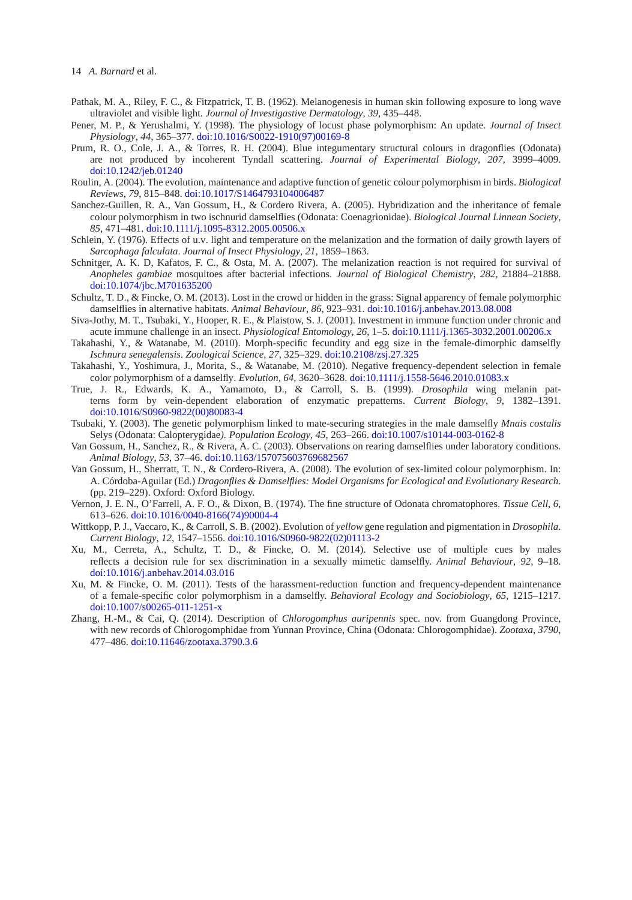Pathak, M. A., Riley, F. C., & Fitzpatrick, T. B. (1962). Melanogenesis in human skin following exposure to long wave ultraviolet and visible light. *Journal of Investigastive Dermatology*, *39*, 435–448.

Pener, M. P., & Yerushalmi, Y. (1998). The physiology of locust phase polymorphism: An update. *Journal of Insect Physiology*, *44*, 365–377. doi:10.1016/S0022-1910(97)00169-8

Prum, R. O., Cole, J. A., & Torres, R. H. (2004). Blue integumentary structural colours in dragonflies (Odonata) are not produced by incoherent Tyndall scattering. *Journal of Experimental Biology*, *207*, 3999–4009. doi:10.1242/jeb.01240

Roulin, A. (2004). The evolution, maintenance and adaptive function of genetic colour polymorphism in birds. *Biological Reviews*, *79*, 815–848. doi:10.1017/S1464793104006487

Sanchez-Guillen, R. A., Van Gossum, H., & Cordero Rivera, A. (2005). Hybridization and the inheritance of female colour polymorphism in two ischnurid damselflies (Odonata: Coenagrionidae). *Biological Journal Linnean Society*, *85*, 471–481. doi:10.1111/j.1095-8312.2005.00506.x

Schlein, Y. (1976). Effects of u.v. light and temperature on the melanization and the formation of daily growth layers of *Sarcophaga falculata*. *Journal of Insect Physiology*, *21*, 1859–1863.

Schnitger, A. K. D, Kafatos, F. C., & Osta, M. A. (2007). The melanization reaction is not required for survival of *Anopheles gambiae* mosquitoes after bacterial infections. *Journal of Biological Chemistry*, *282*, 21884–21888. doi:10.1074/jbc.M701635200

Schultz, T. D., & Fincke, O. M. (2013). Lost in the crowd or hidden in the grass: Signal apparency of female polymorphic damselflies in alternative habitats. *Animal Behaviour*, *86*, 923–931. doi:10.1016/j.anbehav.2013.08.008

Siva-Jothy, M. T., Tsubaki, Y., Hooper, R. E., & Plaistow, S. J. (2001). Investment in immune function under chronic and acute immune challenge in an insect. *Physiological Entomology*, *26*, 1–5. doi:10.1111/j.1365-3032.2001.00206.x

Takahashi, Y., & Watanabe, M. (2010). Morph-specific fecundity and egg size in the female-dimorphic damselfly *Ischnura senegalensis*. *Zoological Science*, *27*, 325–329. doi:10.2108/zsj.27.325

Takahashi, Y., Yoshimura, J., Morita, S., & Watanabe, M. (2010). Negative frequency-dependent selection in female color polymorphism of a damselfly. *Evolution*, *64*, 3620–3628. doi:10.1111/j.1558-5646.2010.01083.x

True, J. R., Edwards, K. A., Yamamoto, D., & Carroll, S. B. (1999). *Drosophila* wing melanin patterns form by vein-dependent elaboration of enzymatic prepatterns. *Current Biology*, *9*, 1382–1391. doi:10.1016/S0960-9822(00)80083-4

Tsubaki, Y. (2003). The genetic polymorphism linked to mate-securing strategies in the male damselfly *Mnais costalis* Selys (Odonata: Calopterygidae). *Population Ecology*, *45*, 263–266. doi:10.1007/s10144-003-0162-8

Van Gossum, H., Sanchez, R., & Rivera, A. C. (2003). Observations on rearing damselflies under laboratory conditions. *Animal Biology*, *53*, 37–46. doi:10.1163/157075603769682567

Van Gossum, H., Sherratt, T. N., & Cordero-Rivera, A. (2008). The evolution of sex-limited colour polymorphism. In: A. Córdoba-Aguilar (Ed.) *Dragonflies & Damselflies: Model Organisms for Ecological and Evolutionary Research*. (pp. 219–229). Oxford: Oxford Biology.

Vernon, J. E. N., O'Farrell, A. F. O., & Dixon, B. (1974). The fine structure of Odonata chromatophores. *Tissue Cell*, *6*, 613–626. doi:10.1016/0040-8166(74)90004-4

Wittkopp, P. J., Vaccaro, K., & Carroll, S. B. (2002). Evolution of *yellow* gene regulation and pigmentation in *Drosophila*. *Current Biology*, *12*, 1547–1556. doi:10.1016/S0960-9822(02)01113-2

Xu, M., Cerreta, A., Schultz, T. D., & Fincke, O. M. (2014). Selective use of multiple cues by males reflects a decision rule for sex discrimination in a sexually mimetic damselfly. *Animal Behaviour*, *92*, 9–18. doi:10.1016/j.anbehav.2014.03.016

Xu, M. & Fincke, O. M. (2011). Tests of the harassment-reduction function and frequency-dependent maintenance of a female-specific color polymorphism in a damselfly. *Behavioral Ecology and Sociobiology*, *65*, 1215–1217. doi:10.1007/s00265-011-1251-x

Zhang, H.-M., & Cai, Q. (2014). Description of *Chlorogomphus auripennis* spec. nov. from Guangdong Province, with new records of Chlorogomphidae from Yunnan Province, China (Odonata: Chlorogomphidae). *Zootaxa*, *3790*, 477–486. doi:10.11646/zootaxa.3790.3.6